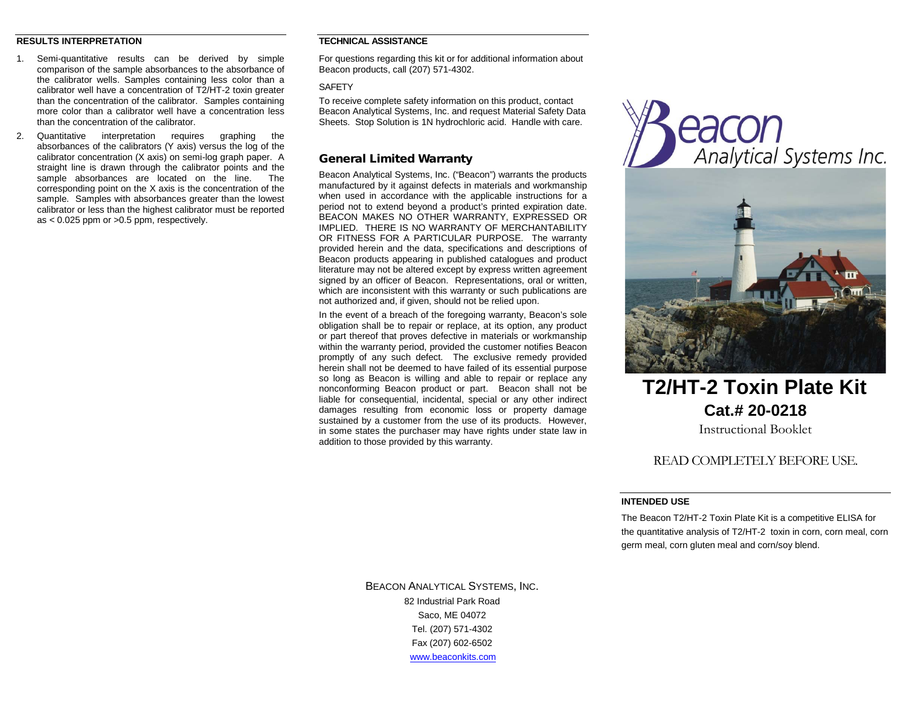## RESULTS INTERPRETATION

1. Semi-quantitative results can be derived by simple comparison of the sample absorbances to the absorbance of the calibrator wells. Samples containing less color than a calibrator well have a concentration of T2/HT-2 toxin greater than the concentration of the calibrator. Samples containing more color than a calibrator well have a concentration less than the concentration of the calibrator.
2. Quantitative interpretation requires graphing the absorbances of the calibrators (Y axis) versus the log of the calibrator concentration (X axis) on semi-log graph paper. A straight line is drawn through the calibrator points and the sample absorbances are located on the line. The corresponding point on the X axis is the concentration of the sample. Samples with absorbances greater than the lowest calibrator or less than the highest calibrator must be reported as < 0.025 ppm or >0.5 ppm, respectively.

## TECHNICAL ASSISTANCE

For questions regarding this kit or for additional information about Beacon products, call (207) 571-4302.

### SAFETY

To receive complete safety information on this product, contact Beacon Analytical Systems, Inc. and request Material Safety Data Sheets. Stop Solution is 1N hydrochloric acid. Handle with care.

## General Limited Warranty

Beacon Analytical Systems, Inc. ("Beacon") warrants the products manufactured by it against defects in materials and workmanship when used in accordance with the applicable instructions for a period not to extend beyond a product's printed expiration date. BEACON MAKES NO OTHER WARRANTY, EXPRESSED OR IMPLIED. THERE IS NO WARRANTY OF MERCHANTABILITY OR FITNESS FOR A PARTICULAR PURPOSE. The warranty provided herein and the data, specifications and descriptions of Beacon products appearing in published catalogues and product literature may not be altered except by express written agreement signed by an officer of Beacon. Representations, oral or written, which are inconsistent with this warranty or such publications are not authorized and, if given, should not be relied upon.

In the event of a breach of the foregoing warranty, Beacon's sole obligation shall be to repair or replace, at its option, any product or part thereof that proves defective in materials or workmanship within the warranty period, provided the customer notifies Beacon promptly of any such defect. The exclusive remedy provided herein shall not be deemed to have failed of its essential purpose so long as Beacon is willing and able to repair or replace any nonconforming Beacon product or part. Beacon shall not be liable for consequential, incidental, special or any other indirect damages resulting from economic loss or property damage sustained by a customer from the use of its products. However, in some states the purchaser may have rights under state law in addition to those provided by this warranty.

BEACON ANALYTICAL SYSTEMS, INC.
82 Industrial Park Road
Saco, ME 04072
Tel. (207) 571-4302
Fax (207) 602-6502
www.beaconkits.com

Beacon Analytical Systems Inc.

# T2/HT-2 Toxin Plate Kit

## Cat.# 20-0218

Instructional Booklet

READ COMPLETELY BEFORE USE.

## INTENDED USE

The Beacon T2/HT-2 Toxin Plate Kit is a competitive ELISA for the quantitative analysis of T2/HT-2 toxin in corn, corn meal, corn germ meal, corn gluten meal and corn/soy blend.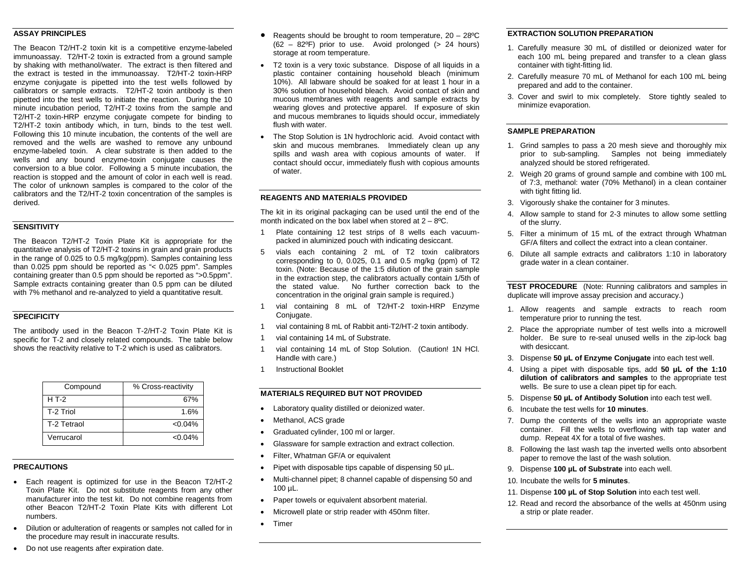## ASSAY PRINCIPLES

The Beacon T2/HT-2 toxin kit is a competitive enzyme-labeled immunoassay. T2/HT-2 toxin is extracted from a ground sample by shaking with methanol/water. The extract is then filtered and the extract is tested in the immunoassay. T2/HT-2 toxin-HRP enzyme conjugate is pipetted into the test wells followed by calibrators or sample extracts. T2/HT-2 toxin antibody is then pipetted into the test wells to initiate the reaction. During the 10 minute incubation period, T2/HT-2 toxins from the sample and T2/HT-2 toxin-HRP enzyme conjugate compete for binding to T2/HT-2 toxin antibody which, in turn, binds to the test well. Following this 10 minute incubation, the contents of the well are removed and the wells are washed to remove any unbound enzyme-labeled toxin. A clear substrate is then added to the wells and any bound enzyme-toxin conjugate causes the conversion to a blue color. Following a 5 minute incubation, the reaction is stopped and the amount of color in each well is read. The color of unknown samples is compared to the color of the calibrators and the T2/HT-2 toxin concentration of the samples is derived.

## SENSITIVITY

The Beacon T2/HT-2 Toxin Plate Kit is appropriate for the quantitative analysis of T2/HT-2 toxins in grain and grain products in the range of 0.025 to 0.5 mg/kg(ppm). Samples containing less than 0.025 ppm should be reported as "< 0.025 ppm". Samples containing greater than 0.5 ppm should be reported as ">0.5ppm". Sample extracts containing greater than 0.5 ppm can be diluted with 7% methanol and re-analyzed to yield a quantitative result.

## SPECIFICITY

The antibody used in the Beacon T-2/HT-2 Toxin Plate Kit is specific for T-2 and closely related compounds. The table below shows the reactivity relative to T-2 which is used as calibrators.

| Compound | % Cross-reactivity |
|---|---|
| H T-2 | 67% |
| T-2 Triol | 1.6% |
| T-2 Tetraol | <0.04% |
| Verrucarol | <0.04% |

## PRECAUTIONS

- Each reagent is optimized for use in the Beacon T2/HT-2 Toxin Plate Kit. Do not substitute reagents from any other manufacturer into the test kit. Do not combine reagents from other Beacon T2/HT-2 Toxin Plate Kits with different Lot numbers.
- Dilution or adulteration of reagents or samples not called for in the procedure may result in inaccurate results.
- Do not use reagents after expiration date.
- Reagents should be brought to room temperature, 20 – 28ºC (62 – 82ºF) prior to use. Avoid prolonged (> 24 hours) storage at room temperature.
- T2 toxin is a very toxic substance. Dispose of all liquids in a plastic container containing household bleach (minimum 10%). All labware should be soaked for at least 1 hour in a 30% solution of household bleach. Avoid contact of skin and mucous membranes with reagents and sample extracts by wearing gloves and protective apparel. If exposure of skin and mucous membranes to liquids should occur, immediately flush with water.
- The Stop Solution is 1N hydrochloric acid. Avoid contact with skin and mucous membranes. Immediately clean up any spills and wash area with copious amounts of water. If contact should occur, immediately flush with copious amounts of water.

## REAGENTS AND MATERIALS PROVIDED

The kit in its original packaging can be used until the end of the month indicated on the box label when stored at 2 – 8ºC.

- 1 Plate containing 12 test strips of 8 wells each vacuum-packed in aluminized pouch with indicating desiccant.
- 5 vials each containing 2 mL of T2 toxin calibrators corresponding to 0, 0.025, 0.1 and 0.5 mg/kg (ppm) of T2 toxin. (Note: Because of the 1:5 dilution of the grain sample in the extraction step, the calibrators actually contain 1/5th of the stated value. No further correction back to the concentration in the original grain sample is required.)
- 1 vial containing 8 mL of T2/HT-2 toxin-HRP Enzyme Conjugate.
- 1 vial containing 8 mL of Rabbit anti-T2/HT-2 toxin antibody.
- 1 vial containing 14 mL of Substrate.
- 1 vial containing 14 mL of Stop Solution. (Caution! 1N HCl. Handle with care.)
- 1 Instructional Booklet

## MATERIALS REQUIRED BUT NOT PROVIDED

- Laboratory quality distilled or deionized water.
- Methanol, ACS grade
- Graduated cylinder, 100 ml or larger.
- Glassware for sample extraction and extract collection.
- Filter, Whatman GF/A or equivalent
- Pipet with disposable tips capable of dispensing 50 µL.
- Multi-channel pipet; 8 channel capable of dispensing 50 and 100 µL.
- Paper towels or equivalent absorbent material.
- Microwell plate or strip reader with 450nm filter.
- Timer

## EXTRACTION SOLUTION PREPARATION

1. Carefully measure 30 mL of distilled or deionized water for each 100 mL being prepared and transfer to a clean glass container with tight-fitting lid.
2. Carefully measure 70 mL of Methanol for each 100 mL being prepared and add to the container.
3. Cover and swirl to mix completely. Store tightly sealed to minimize evaporation.

## SAMPLE PREPARATION

1. Grind samples to pass a 20 mesh sieve and thoroughly mix prior to sub-sampling. Samples not being immediately analyzed should be stored refrigerated.
2. Weigh 20 grams of ground sample and combine with 100 mL of 7:3, methanol: water (70% Methanol) in a clean container with tight fitting lid.
3. Vigorously shake the container for 3 minutes.
4. Allow sample to stand for 2-3 minutes to allow some settling of the slurry.
5. Filter a minimum of 15 mL of the extract through Whatman GF/A filters and collect the extract into a clean container.
6. Dilute all sample extracts and calibrators 1:10 in laboratory grade water in a clean container.

## TEST PROCEDURE

(Note: Running calibrators and samples in duplicate will improve assay precision and accuracy.)

1. Allow reagents and sample extracts to reach room temperature prior to running the test.
2. Place the appropriate number of test wells into a microwell holder. Be sure to re-seal unused wells in the zip-lock bag with desiccant.
3. Dispense **50 µL of Enzyme Conjugate** into each test well.
4. Using a pipet with disposable tips, add **50 µL of the 1:10 dilution of calibrators and samples** to the appropriate test wells. Be sure to use a clean pipet tip for each.
5. Dispense **50 µL of Antibody Solution** into each test well.
6. Incubate the test wells for **10 minutes**.
7. Dump the contents of the wells into an appropriate waste container. Fill the wells to overflowing with tap water and dump. Repeat 4X for a total of five washes.
8. Following the last wash tap the inverted wells onto absorbent paper to remove the last of the wash solution.
9. Dispense **100 µL of Substrate** into each well.
10. Incubate the wells for **5 minutes**.
11. Dispense **100 µL of Stop Solution** into each test well.
12. Read and record the absorbance of the wells at 450nm using a strip or plate reader.